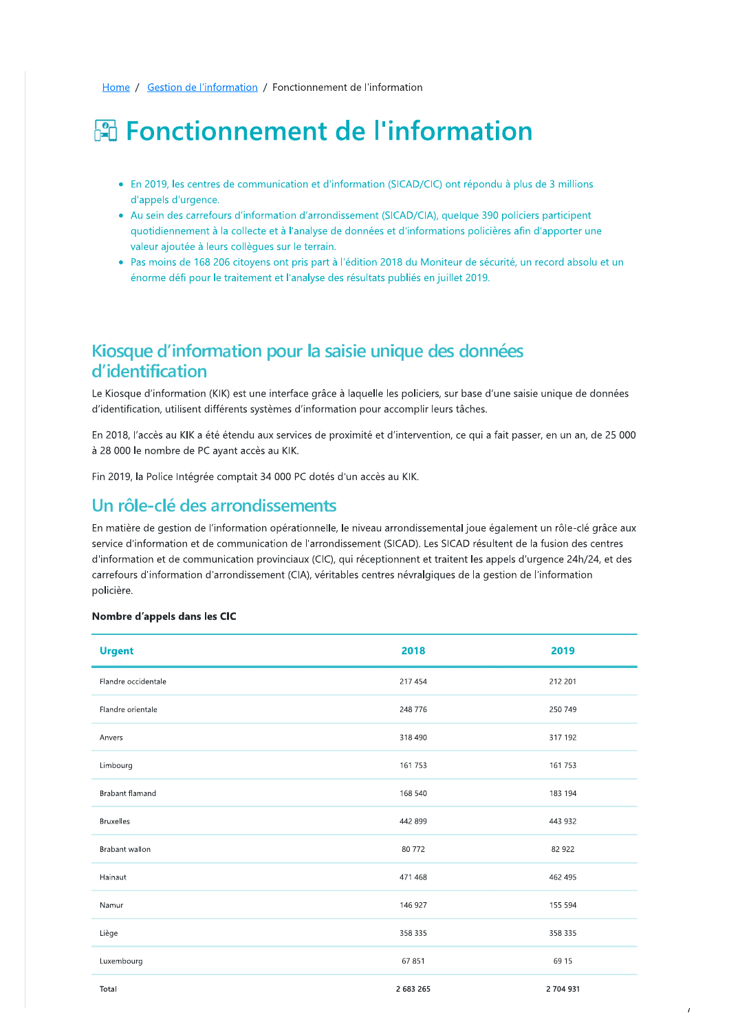Home / Gestion de l'information / Fonctionnement de l'information

# Fonctionnement de l'information

- En 2019, les centres de communication et d'information (SICAD/CIC) ont répondu à plus de 3 millions d'appels d'urgence.
- Au sein des carrefours d'information d'arrondissement (SICAD/CIA), quelque 390 policiers participent quotidiennement à la collecte et à l'analyse de données et d'informations policières afin d'apporter une valeur ajoutée à leurs collègues sur le terrain.
- Pas moins de 168 206 citoyens ont pris part à l'édition 2018 du Moniteur de sécurité, un record absolu et un énorme défi pour le traitement et l'analyse des résultats publiés en juillet 2019.

## Kiosque d'information pour la saisie unique des données d'identification

Le Kiosque d'information (KIK) est une interface grâce à laquelle les policiers, sur base d'une saisie unique de données d'identification, utilisent différents systèmes d'information pour accomplir leurs tâches.

En 2018, l'accès au KIK a été étendu aux services de proximité et d'intervention, ce qui a fait passer, en un an, de 25 000 à 28 000 le nombre de PC ayant accès au KIK.

Fin 2019, la Police Intégrée comptait 34 000 PC dotés d'un accès au KIK.

## Un rôle-clé des arrondissements

En matière de gestion de l'information opérationnelle, le niveau arrondissemental joue également un rôle-clé grâce aux service d'information et de communication de l'arrondissement (SICAD). Les SICAD résultent de la fusion des centres d'information et de communication provinciaux (CIC), qui réceptionnent et traitent les appels d'urgence 24h/24, et des carrefours d'information d'arrondissement (CIA), véritables centres névralgiques de la gestion de l'information policière.

**Nombre d'appels dans les CIC**

| Urgent | 2018 | 2019 |
|---|---|---|
| Flandre occidentale | 217 454 | 212 201 |
| Flandre orientale | 248 776 | 250 749 |
| Anvers | 318 490 | 317 192 |
| Limbourg | 161 753 | 161 753 |
| Brabant flamand | 168 540 | 183 194 |
| Bruxelles | 442 899 | 443 932 |
| Brabant wallon | 80 772 | 82 922 |
| Hainaut | 471 468 | 462 495 |
| Namur | 146 927 | 155 594 |
| Liège | 358 335 | 358 335 |
| Luxembourg | 67 851 | 69 15 |
| Total | 2 683 265 | 2 704 931 |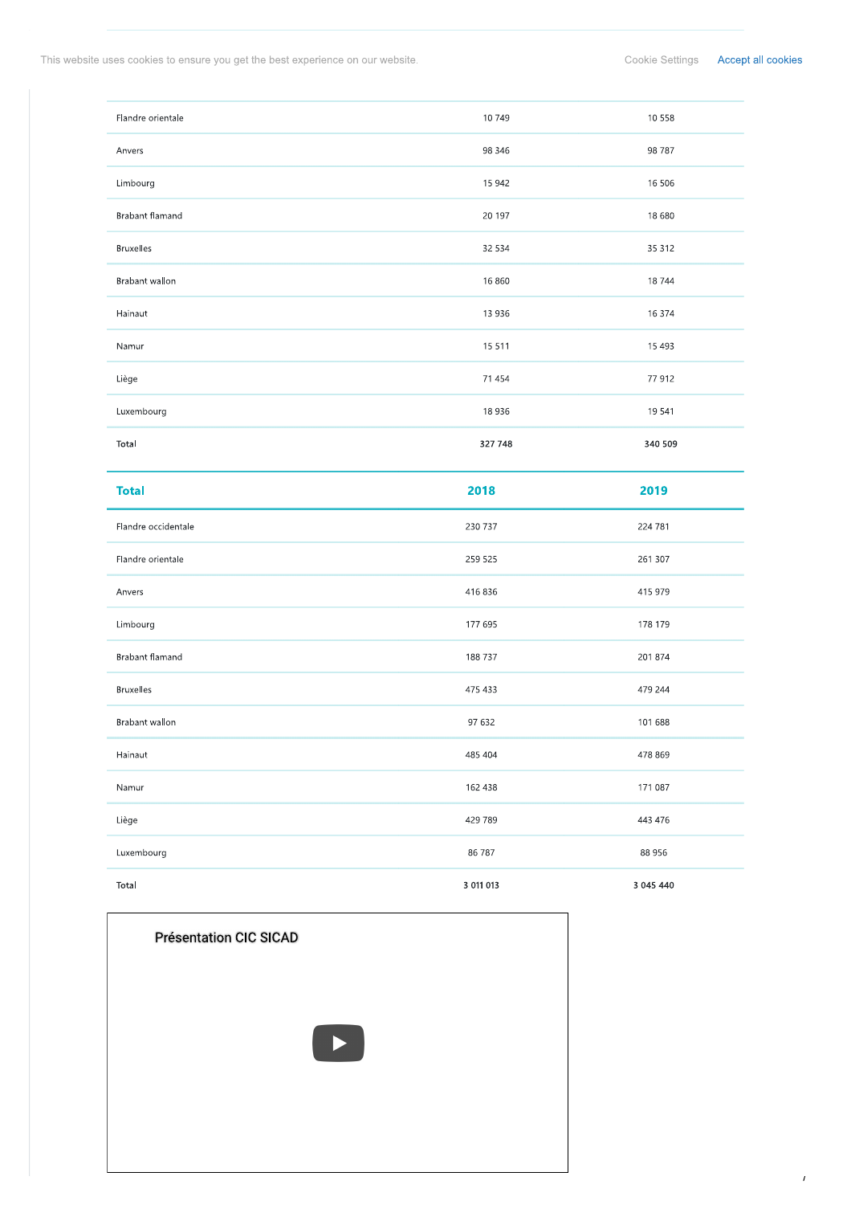| | | |
|---|---|---|
| Flandre orientale | 10 749 | 10 558 |
| Anvers | 98 346 | 98 787 |
| Limbourg | 15 942 | 16 506 |
| Brabant flamand | 20 197 | 18 680 |
| Bruxelles | 32 534 | 35 312 |
| Brabant wallon | 16 860 | 18 744 |
| Hainaut | 13 936 | 16 374 |
| Namur | 15 511 | 15 493 |
| Liège | 71 454 | 77 912 |
| Luxembourg | 18 936 | 19 541 |
| **Total** | **327 748** | **340 509** |

| Total | 2018 | 2019 |
|---|---|---|
| Flandre occidentale | 230 737 | 224 781 |
| Flandre orientale | 259 525 | 261 307 |
| Anvers | 416 836 | 415 979 |
| Limbourg | 177 695 | 178 179 |
| Brabant flamand | 188 737 | 201 874 |
| Bruxelles | 475 433 | 479 244 |
| Brabant wallon | 97 632 | 101 688 |
| Hainaut | 485 404 | 478 869 |
| Namur | 162 438 | 171 087 |
| Liège | 429 789 | 443 476 |
| Luxembourg | 86 787 | 88 956 |
| **Total** | **3 011 013** | **3 045 440** |

Présentation CIC SICAD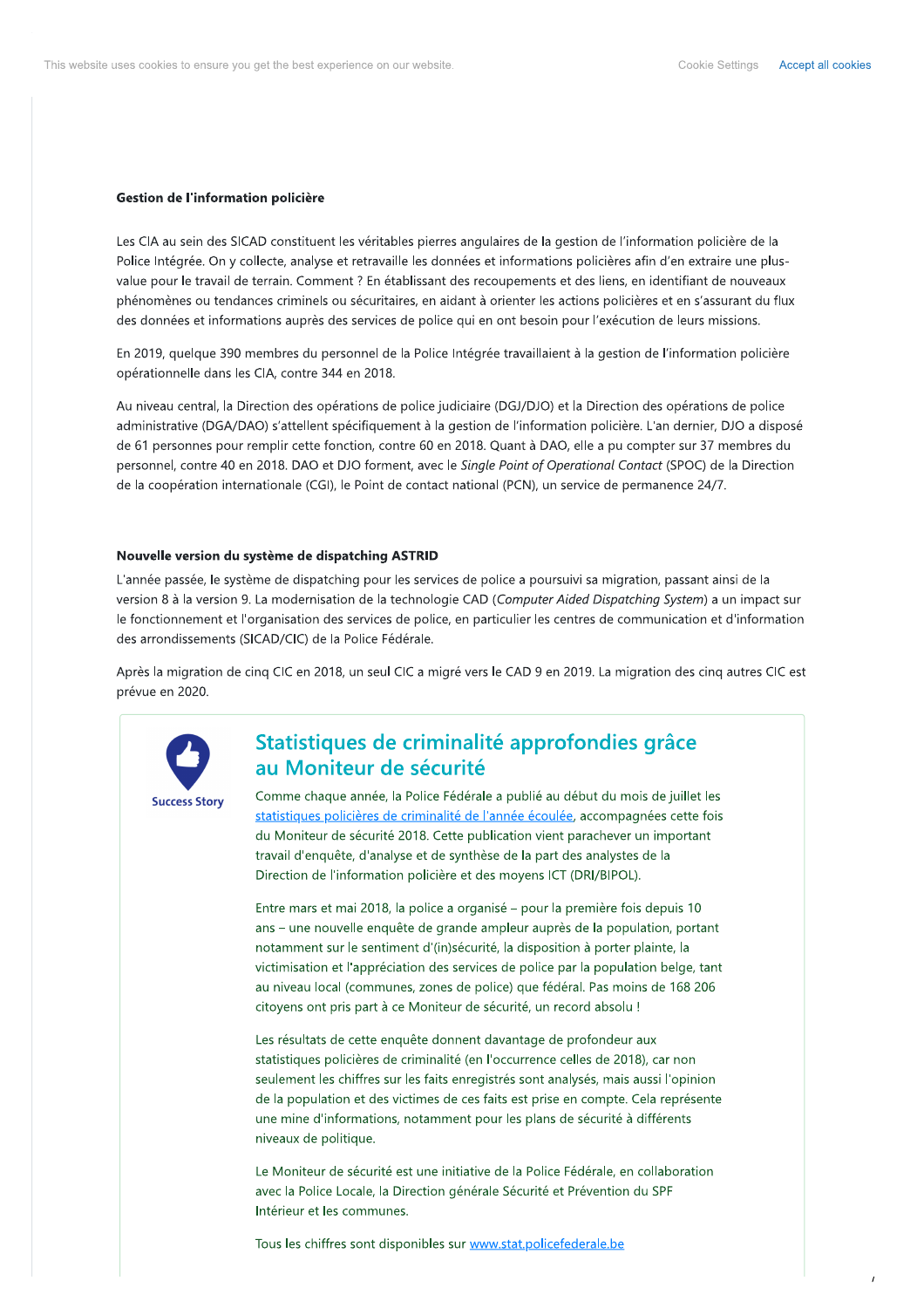**Gestion de l'information policière**

Les CIA au sein des SICAD constituent les véritables pierres angulaires de la gestion de l'information policière de la Police Intégrée. On y collecte, analyse et retravaille les données et informations policières afin d'en extraire une plus-value pour le travail de terrain. Comment ? En établissant des recoupements et des liens, en identifiant de nouveaux phénomènes ou tendances criminels ou sécuritaires, en aidant à orienter les actions policières et en s'assurant du flux des données et informations auprès des services de police qui en ont besoin pour l'exécution de leurs missions.

En 2019, quelque 390 membres du personnel de la Police Intégrée travaillaient à la gestion de l'information policière opérationnelle dans les CIA, contre 344 en 2018.

Au niveau central, la Direction des opérations de police judiciaire (DGJ/DJO) et la Direction des opérations de police administrative (DGA/DAO) s'attellent spécifiquement à la gestion de l'information policière. L'an dernier, DJO a disposé de 61 personnes pour remplir cette fonction, contre 60 en 2018. Quant à DAO, elle a pu compter sur 37 membres du personnel, contre 40 en 2018. DAO et DJO forment, avec le *Single Point of Operational Contact* (SPOC) de la Direction de la coopération internationale (CGI), le Point de contact national (PCN), un service de permanence 24/7.

**Nouvelle version du système de dispatching ASTRID**

L'année passée, le système de dispatching pour les services de police a poursuivi sa migration, passant ainsi de la version 8 à la version 9. La modernisation de la technologie CAD (*Computer Aided Dispatching System*) a un impact sur le fonctionnement et l'organisation des services de police, en particulier les centres de communication et d'information des arrondissements (SICAD/CIC) de la Police Fédérale.

Après la migration de cinq CIC en 2018, un seul CIC a migré vers le CAD 9 en 2019. La migration des cinq autres CIC est prévue en 2020.

Success Story

## Statistiques de criminalité approfondies grâce au Moniteur de sécurité

Comme chaque année, la Police Fédérale a publié au début du mois de juillet les statistiques policières de criminalité de l'année écoulée, accompagnées cette fois du Moniteur de sécurité 2018. Cette publication vient parachever un important travail d'enquête, d'analyse et de synthèse de la part des analystes de la Direction de l'information policière et des moyens ICT (DRI/BIPOL).

Entre mars et mai 2018, la police a organisé – pour la première fois depuis 10 ans – une nouvelle enquête de grande ampleur auprès de la population, portant notamment sur le sentiment d'(in)sécurité, la disposition à porter plainte, la victimisation et l'appréciation des services de police par la population belge, tant au niveau local (communes, zones de police) que fédéral. Pas moins de 168 206 citoyens ont pris part à ce Moniteur de sécurité, un record absolu !

Les résultats de cette enquête donnent davantage de profondeur aux statistiques policières de criminalité (en l'occurrence celles de 2018), car non seulement les chiffres sur les faits enregistrés sont analysés, mais aussi l'opinion de la population et des victimes de ces faits est prise en compte. Cela représente une mine d'informations, notamment pour les plans de sécurité à différents niveaux de politique.

Le Moniteur de sécurité est une initiative de la Police Fédérale, en collaboration avec la Police Locale, la Direction générale Sécurité et Prévention du SPF Intérieur et les communes.

Tous les chiffres sont disponibles sur www.stat.policefederale.be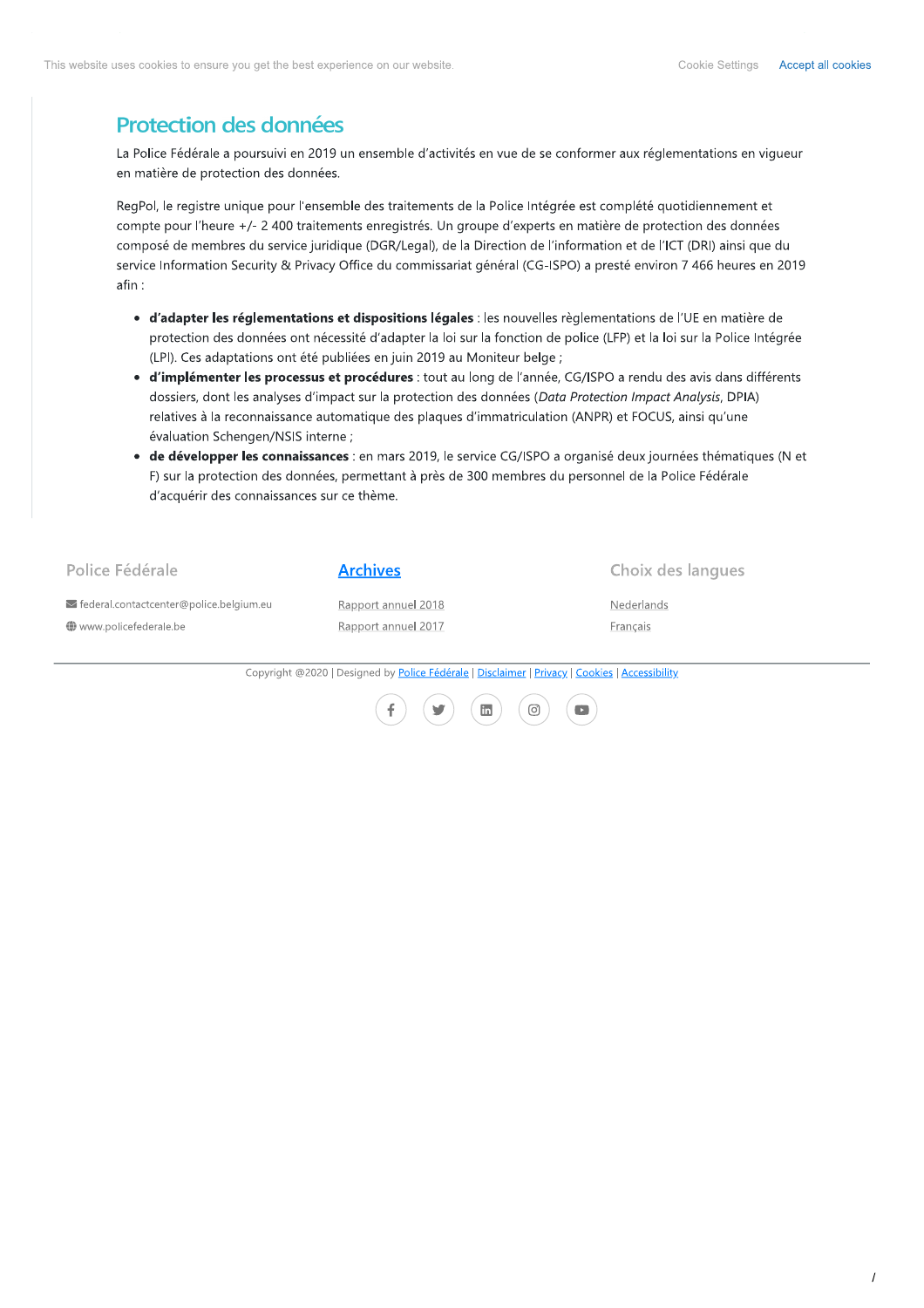This website uses cookies to ensure you get the best experience on our website.

Cookie Settings Accept all cookies

## Protection des données

La Police Fédérale a poursuivi en 2019 un ensemble d'activités en vue de se conformer aux réglementations en vigueur en matière de protection des données.

RegPol, le registre unique pour l'ensemble des traitements de la Police Intégrée est complété quotidiennement et compte pour l'heure +/- 2 400 traitements enregistrés. Un groupe d'experts en matière de protection des données composé de membres du service juridique (DGR/Legal), de la Direction de l'information et de l'ICT (DRI) ainsi que du service Information Security & Privacy Office du commissariat général (CG-ISPO) a presté environ 7 466 heures en 2019 afin :

- **d'adapter les réglementations et dispositions légales** : les nouvelles règlementations de l'UE en matière de protection des données ont nécessité d'adapter la loi sur la fonction de police (LFP) et la loi sur la Police Intégrée (LPI). Ces adaptations ont été publiées en juin 2019 au Moniteur belge ;
- **d'implémenter les processus et procédures** : tout au long de l'année, CG/ISPO a rendu des avis dans différents dossiers, dont les analyses d'impact sur la protection des données (*Data Protection Impact Analysis*, DPIA) relatives à la reconnaissance automatique des plaques d'immatriculation (ANPR) et FOCUS, ainsi qu'une évaluation Schengen/NSIS interne ;
- **de développer les connaissances** : en mars 2019, le service CG/ISPO a organisé deux journées thématiques (N et F) sur la protection des données, permettant à près de 300 membres du personnel de la Police Fédérale d'acquérir des connaissances sur ce thème.

Police Fédérale

federal.contactcenter@police.belgium.eu

www.policefederale.be

Archives

Rapport annuel 2018

Rapport annuel 2017

Choix des langues

Nederlands

Français

Copyright @2020 | Designed by Police Fédérale | Disclaimer | Privacy | Cookies | Accessibility